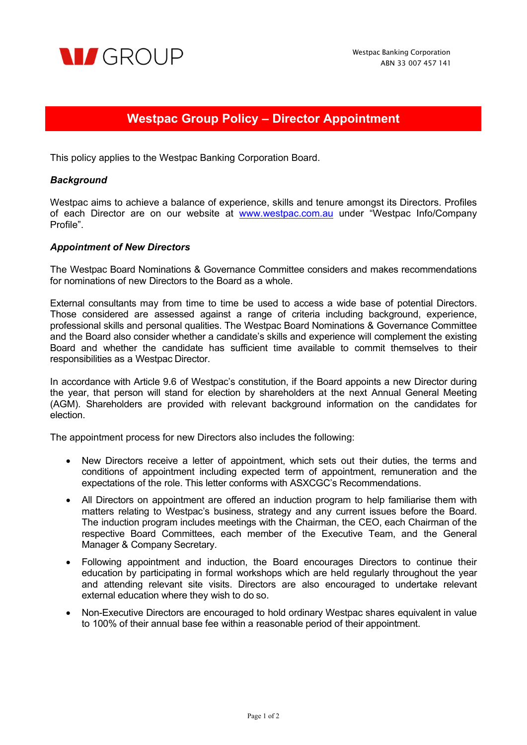Westpac Banking Corporation
ABN 33 007 457 141

# Westpac Group Policy – Director Appointment

This policy applies to the Westpac Banking Corporation Board.

***Background***

Westpac aims to achieve a balance of experience, skills and tenure amongst its Directors. Profiles of each Director are on our website at www.westpac.com.au under "Westpac Info/Company Profile".

***Appointment of New Directors***

The Westpac Board Nominations & Governance Committee considers and makes recommendations for nominations of new Directors to the Board as a whole.

External consultants may from time to time be used to access a wide base of potential Directors. Those considered are assessed against a range of criteria including background, experience, professional skills and personal qualities. The Westpac Board Nominations & Governance Committee and the Board also consider whether a candidate's skills and experience will complement the existing Board and whether the candidate has sufficient time available to commit themselves to their responsibilities as a Westpac Director.

In accordance with Article 9.6 of Westpac's constitution, if the Board appoints a new Director during the year, that person will stand for election by shareholders at the next Annual General Meeting (AGM). Shareholders are provided with relevant background information on the candidates for election.

The appointment process for new Directors also includes the following:

- New Directors receive a letter of appointment, which sets out their duties, the terms and conditions of appointment including expected term of appointment, remuneration and the expectations of the role. This letter conforms with ASXCGC's Recommendations.
- All Directors on appointment are offered an induction program to help familiarise them with matters relating to Westpac's business, strategy and any current issues before the Board. The induction program includes meetings with the Chairman, the CEO, each Chairman of the respective Board Committees, each member of the Executive Team, and the General Manager & Company Secretary.
- Following appointment and induction, the Board encourages Directors to continue their education by participating in formal workshops which are held regularly throughout the year and attending relevant site visits. Directors are also encouraged to undertake relevant external education where they wish to do so.
- Non-Executive Directors are encouraged to hold ordinary Westpac shares equivalent in value to 100% of their annual base fee within a reasonable period of their appointment.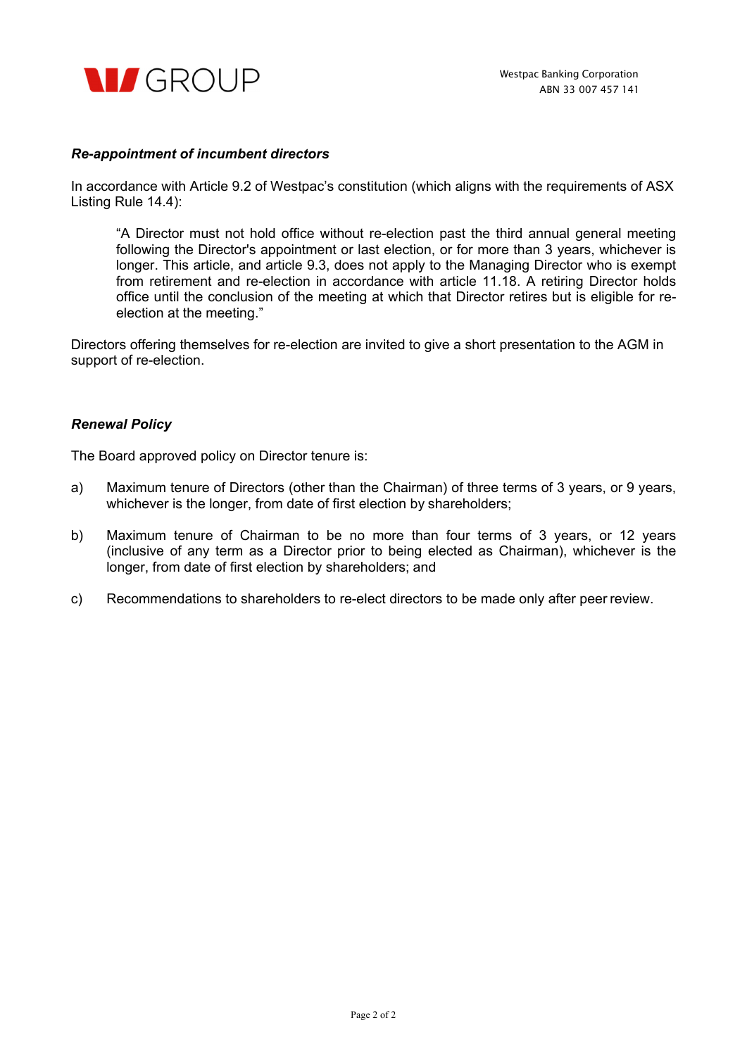### *Re-appointment of incumbent directors*

In accordance with Article 9.2 of Westpac's constitution (which aligns with the requirements of ASX Listing Rule 14.4):

> "A Director must not hold office without re-election past the third annual general meeting following the Director's appointment or last election, or for more than 3 years, whichever is longer. This article, and article 9.3, does not apply to the Managing Director who is exempt from retirement and re-election in accordance with article 11.18. A retiring Director holds office until the conclusion of the meeting at which that Director retires but is eligible for re-election at the meeting."

Directors offering themselves for re-election are invited to give a short presentation to the AGM in support of re-election.

### *Renewal Policy*

The Board approved policy on Director tenure is:

a) Maximum tenure of Directors (other than the Chairman) of three terms of 3 years, or 9 years, whichever is the longer, from date of first election by shareholders;

b) Maximum tenure of Chairman to be no more than four terms of 3 years, or 12 years (inclusive of any term as a Director prior to being elected as Chairman), whichever is the longer, from date of first election by shareholders; and

c) Recommendations to shareholders to re-elect directors to be made only after peer review.